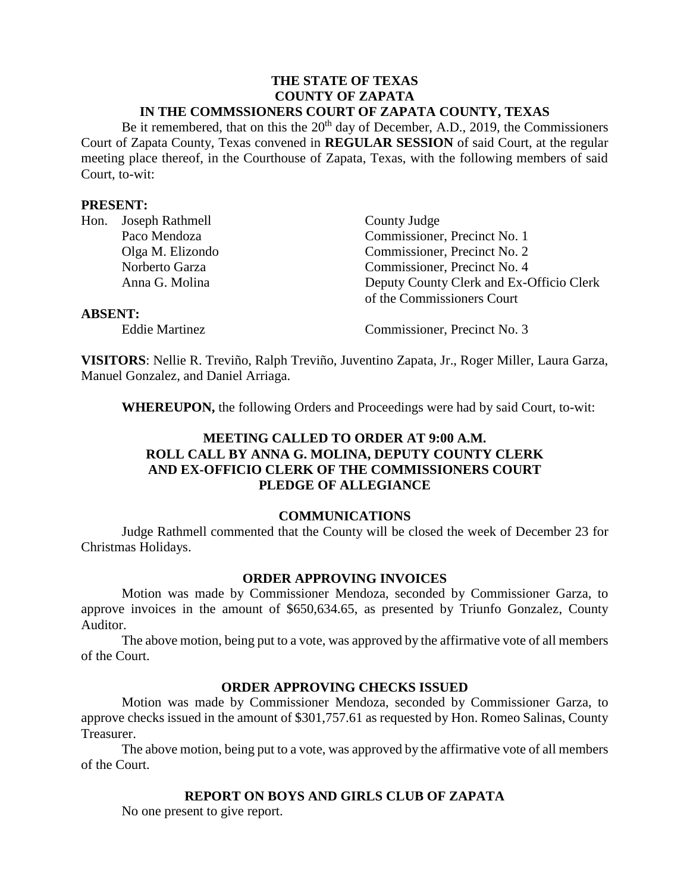**THE STATE OF TEXAS**
**COUNTY OF ZAPATA**
**IN THE COMMSSIONERS COURT OF ZAPATA COUNTY, TEXAS**

Be it remembered, that on this the 20th day of December, A.D., 2019, the Commissioners Court of Zapata County, Texas convened in **REGULAR SESSION** of said Court, at the regular meeting place thereof, in the Courthouse of Zapata, Texas, with the following members of said Court, to-wit:

**PRESENT:**

| | |
|---|---|
| Hon. Joseph Rathmell | County Judge |
| Paco Mendoza | Commissioner, Precinct No. 1 |
| Olga M. Elizondo | Commissioner, Precinct No. 2 |
| Norberto Garza | Commissioner, Precinct No. 4 |
| Anna G. Molina | Deputy County Clerk and Ex-Officio Clerk of the Commissioners Court |

**ABSENT:**

| | |
|---|---|
| Eddie Martinez | Commissioner, Precinct No. 3 |

**VISITORS**: Nellie R. Treviño, Ralph Treviño, Juventino Zapata, Jr., Roger Miller, Laura Garza, Manuel Gonzalez, and Daniel Arriaga.

**WHEREUPON,** the following Orders and Proceedings were had by said Court, to-wit:

**MEETING CALLED TO ORDER AT 9:00 A.M.**
**ROLL CALL BY ANNA G. MOLINA, DEPUTY COUNTY CLERK AND EX-OFFICIO CLERK OF THE COMMISSIONERS COURT**
**PLEDGE OF ALLEGIANCE**

**COMMUNICATIONS**

Judge Rathmell commented that the County will be closed the week of December 23 for Christmas Holidays.

**ORDER APPROVING INVOICES**

Motion was made by Commissioner Mendoza, seconded by Commissioner Garza, to approve invoices in the amount of $650,634.65, as presented by Triunfo Gonzalez, County Auditor.

The above motion, being put to a vote, was approved by the affirmative vote of all members of the Court.

**ORDER APPROVING CHECKS ISSUED**

Motion was made by Commissioner Mendoza, seconded by Commissioner Garza, to approve checks issued in the amount of $301,757.61 as requested by Hon. Romeo Salinas, County Treasurer.

The above motion, being put to a vote, was approved by the affirmative vote of all members of the Court.

**REPORT ON BOYS AND GIRLS CLUB OF ZAPATA**

No one present to give report.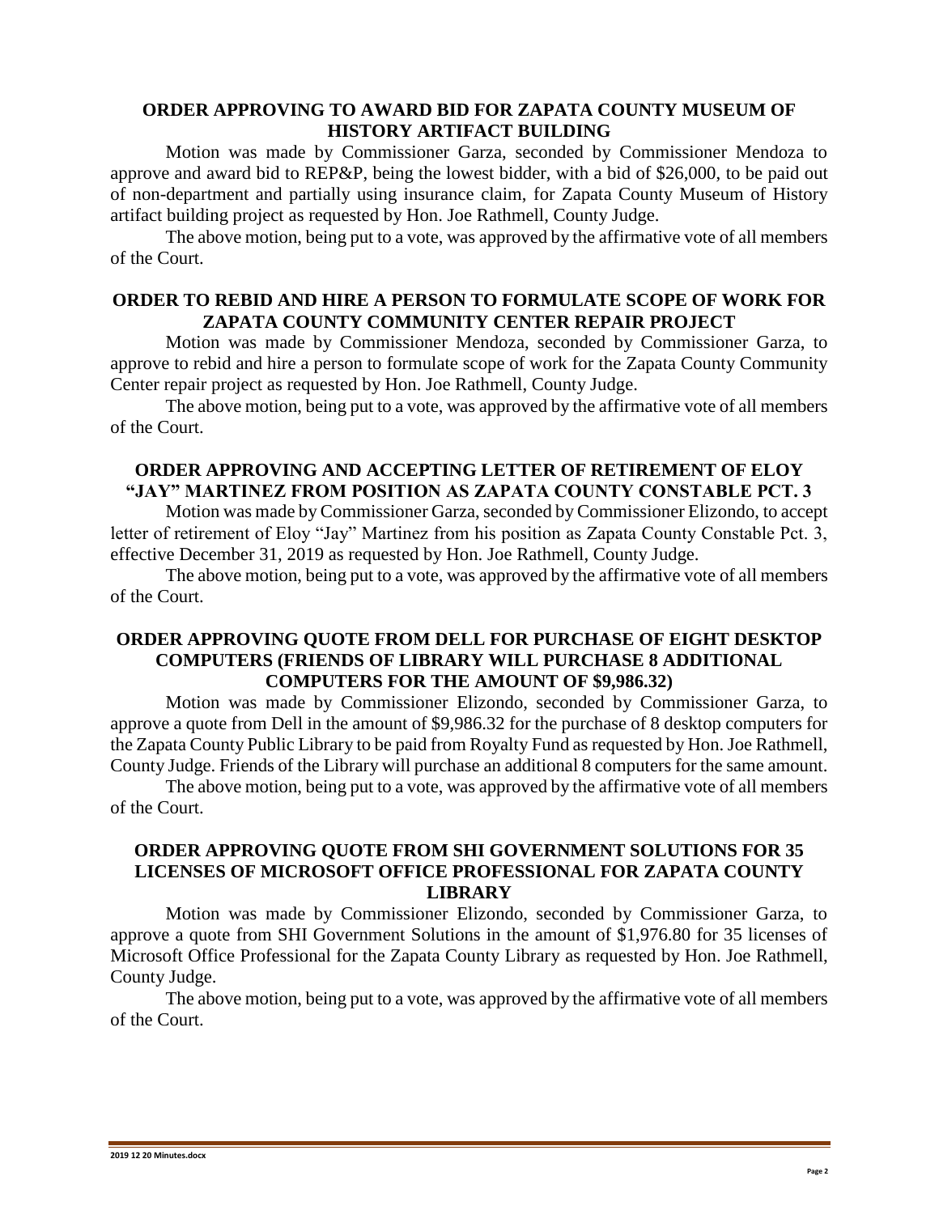**ORDER APPROVING TO AWARD BID FOR ZAPATA COUNTY MUSEUM OF HISTORY ARTIFACT BUILDING**

Motion was made by Commissioner Garza, seconded by Commissioner Mendoza to approve and award bid to REP&P, being the lowest bidder, with a bid of $26,000, to be paid out of non-department and partially using insurance claim, for Zapata County Museum of History artifact building project as requested by Hon. Joe Rathmell, County Judge.

The above motion, being put to a vote, was approved by the affirmative vote of all members of the Court.

**ORDER TO REBID AND HIRE A PERSON TO FORMULATE SCOPE OF WORK FOR ZAPATA COUNTY COMMUNITY CENTER REPAIR PROJECT**

Motion was made by Commissioner Mendoza, seconded by Commissioner Garza, to approve to rebid and hire a person to formulate scope of work for the Zapata County Community Center repair project as requested by Hon. Joe Rathmell, County Judge.

The above motion, being put to a vote, was approved by the affirmative vote of all members of the Court.

**ORDER APPROVING AND ACCEPTING LETTER OF RETIREMENT OF ELOY "JAY" MARTINEZ FROM POSITION AS ZAPATA COUNTY CONSTABLE PCT. 3**

Motion was made by Commissioner Garza, seconded by Commissioner Elizondo, to accept letter of retirement of Eloy "Jay" Martinez from his position as Zapata County Constable Pct. 3, effective December 31, 2019 as requested by Hon. Joe Rathmell, County Judge.

The above motion, being put to a vote, was approved by the affirmative vote of all members of the Court.

**ORDER APPROVING QUOTE FROM DELL FOR PURCHASE OF EIGHT DESKTOP COMPUTERS (FRIENDS OF LIBRARY WILL PURCHASE 8 ADDITIONAL COMPUTERS FOR THE AMOUNT OF $9,986.32)**

Motion was made by Commissioner Elizondo, seconded by Commissioner Garza, to approve a quote from Dell in the amount of $9,986.32 for the purchase of 8 desktop computers for the Zapata County Public Library to be paid from Royalty Fund as requested by Hon. Joe Rathmell, County Judge. Friends of the Library will purchase an additional 8 computers for the same amount.

The above motion, being put to a vote, was approved by the affirmative vote of all members of the Court.

**ORDER APPROVING QUOTE FROM SHI GOVERNMENT SOLUTIONS FOR 35 LICENSES OF MICROSOFT OFFICE PROFESSIONAL FOR ZAPATA COUNTY LIBRARY**

Motion was made by Commissioner Elizondo, seconded by Commissioner Garza, to approve a quote from SHI Government Solutions in the amount of $1,976.80 for 35 licenses of Microsoft Office Professional for the Zapata County Library as requested by Hon. Joe Rathmell, County Judge.

The above motion, being put to a vote, was approved by the affirmative vote of all members of the Court.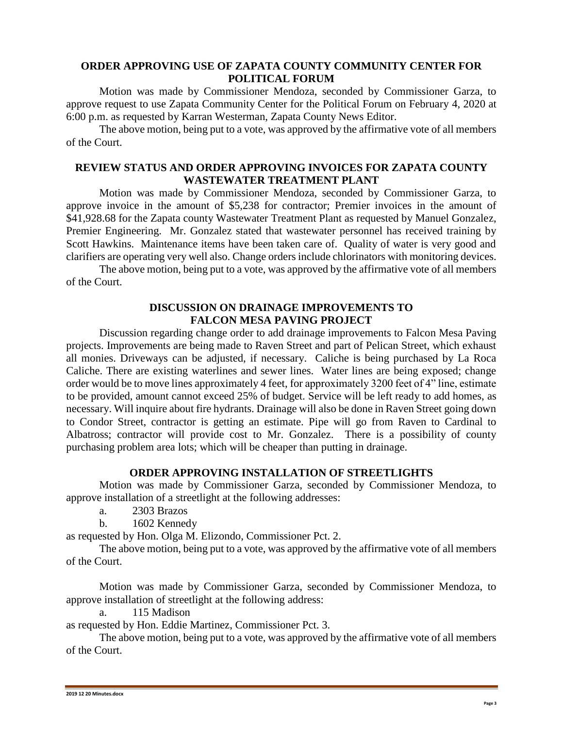## ORDER APPROVING USE OF ZAPATA COUNTY COMMUNITY CENTER FOR POLITICAL FORUM

Motion was made by Commissioner Mendoza, seconded by Commissioner Garza, to approve request to use Zapata Community Center for the Political Forum on February 4, 2020 at 6:00 p.m. as requested by Karran Westerman, Zapata County News Editor.

The above motion, being put to a vote, was approved by the affirmative vote of all members of the Court.

## REVIEW STATUS AND ORDER APPROVING INVOICES FOR ZAPATA COUNTY WASTEWATER TREATMENT PLANT

Motion was made by Commissioner Mendoza, seconded by Commissioner Garza, to approve invoice in the amount of $5,238 for contractor; Premier invoices in the amount of $41,928.68 for the Zapata county Wastewater Treatment Plant as requested by Manuel Gonzalez, Premier Engineering. Mr. Gonzalez stated that wastewater personnel has received training by Scott Hawkins. Maintenance items have been taken care of. Quality of water is very good and clarifiers are operating very well also. Change orders include chlorinators with monitoring devices.

The above motion, being put to a vote, was approved by the affirmative vote of all members of the Court.

## DISCUSSION ON DRAINAGE IMPROVEMENTS TO FALCON MESA PAVING PROJECT

Discussion regarding change order to add drainage improvements to Falcon Mesa Paving projects. Improvements are being made to Raven Street and part of Pelican Street, which exhaust all monies. Driveways can be adjusted, if necessary. Caliche is being purchased by La Roca Caliche. There are existing waterlines and sewer lines. Water lines are being exposed; change order would be to move lines approximately 4 feet, for approximately 3200 feet of 4" line, estimate to be provided, amount cannot exceed 25% of budget. Service will be left ready to add homes, as necessary. Will inquire about fire hydrants. Drainage will also be done in Raven Street going down to Condor Street, contractor is getting an estimate. Pipe will go from Raven to Cardinal to Albatross; contractor will provide cost to Mr. Gonzalez. There is a possibility of county purchasing problem area lots; which will be cheaper than putting in drainage.

## ORDER APPROVING INSTALLATION OF STREETLIGHTS

Motion was made by Commissioner Garza, seconded by Commissioner Mendoza, to approve installation of a streetlight at the following addresses:

a. 2303 Brazos

b. 1602 Kennedy

as requested by Hon. Olga M. Elizondo, Commissioner Pct. 2.

The above motion, being put to a vote, was approved by the affirmative vote of all members of the Court.

Motion was made by Commissioner Garza, seconded by Commissioner Mendoza, to approve installation of streetlight at the following address:

a. 115 Madison

as requested by Hon. Eddie Martinez, Commissioner Pct. 3.

The above motion, being put to a vote, was approved by the affirmative vote of all members of the Court.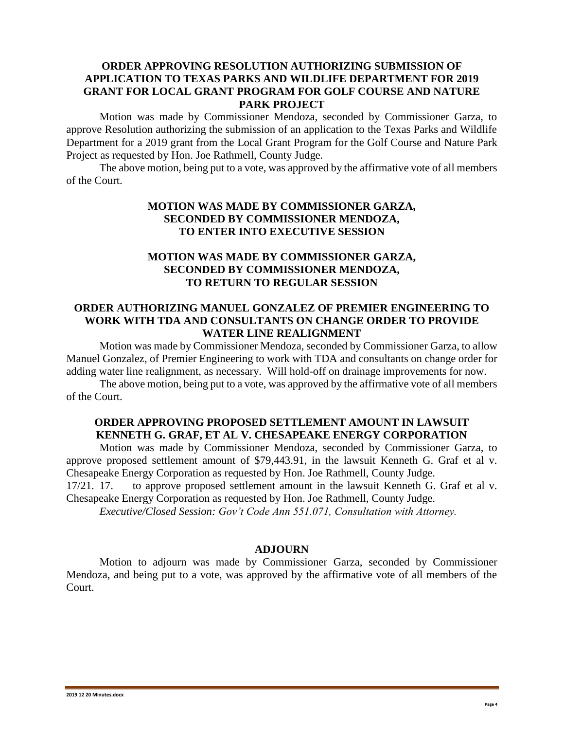## ORDER APPROVING RESOLUTION AUTHORIZING SUBMISSION OF APPLICATION TO TEXAS PARKS AND WILDLIFE DEPARTMENT FOR 2019 GRANT FOR LOCAL GRANT PROGRAM FOR GOLF COURSE AND NATURE PARK PROJECT

Motion was made by Commissioner Mendoza, seconded by Commissioner Garza, to approve Resolution authorizing the submission of an application to the Texas Parks and Wildlife Department for a 2019 grant from the Local Grant Program for the Golf Course and Nature Park Project as requested by Hon. Joe Rathmell, County Judge.

The above motion, being put to a vote, was approved by the affirmative vote of all members of the Court.

## MOTION WAS MADE BY COMMISSIONER GARZA, SECONDED BY COMMISSIONER MENDOZA, TO ENTER INTO EXECUTIVE SESSION

## MOTION WAS MADE BY COMMISSIONER GARZA, SECONDED BY COMMISSIONER MENDOZA, TO RETURN TO REGULAR SESSION

## ORDER AUTHORIZING MANUEL GONZALEZ OF PREMIER ENGINEERING TO WORK WITH TDA AND CONSULTANTS ON CHANGE ORDER TO PROVIDE WATER LINE REALIGNMENT

Motion was made by Commissioner Mendoza, seconded by Commissioner Garza, to allow Manuel Gonzalez, of Premier Engineering to work with TDA and consultants on change order for adding water line realignment, as necessary. Will hold-off on drainage improvements for now.

The above motion, being put to a vote, was approved by the affirmative vote of all members of the Court.

## ORDER APPROVING PROPOSED SETTLEMENT AMOUNT IN LAWSUIT KENNETH G. GRAF, ET AL V. CHESAPEAKE ENERGY CORPORATION

Motion was made by Commissioner Mendoza, seconded by Commissioner Garza, to approve proposed settlement amount of $79,443.91, in the lawsuit Kenneth G. Graf et al v. Chesapeake Energy Corporation as requested by Hon. Joe Rathmell, County Judge.

17/21. 17. to approve proposed settlement amount in the lawsuit Kenneth G. Graf et al v. Chesapeake Energy Corporation as requested by Hon. Joe Rathmell, County Judge.

*Executive/Closed Session: Gov't Code Ann 551.071, Consultation with Attorney.*

## ADJOURN

Motion to adjourn was made by Commissioner Garza, seconded by Commissioner Mendoza, and being put to a vote, was approved by the affirmative vote of all members of the Court.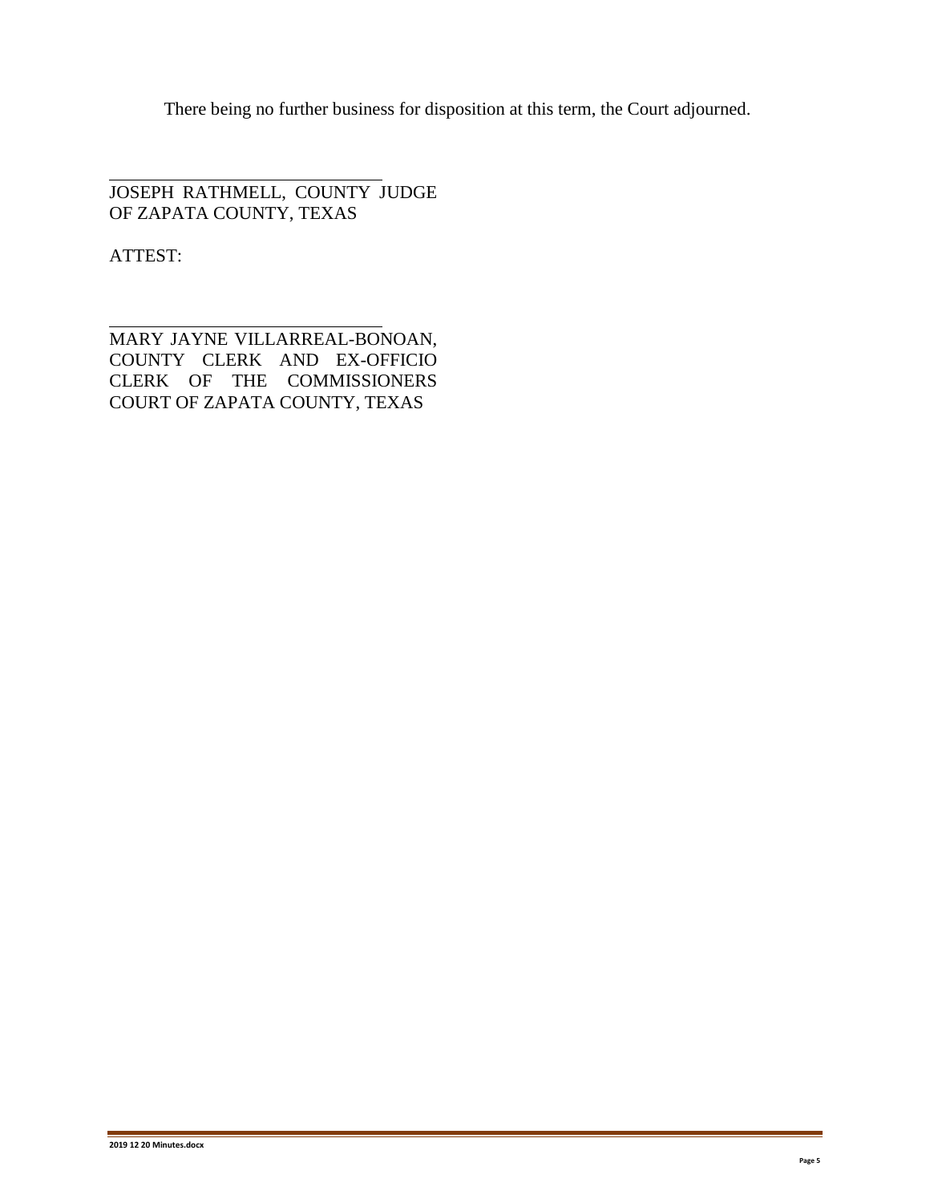There being no further business for disposition at this term, the Court adjourned.

\_\_\_\_\_\_\_\_\_\_\_\_\_\_\_\_\_\_\_\_\_\_\_\_\_\_\_\_\_\_

JOSEPH RATHMELL, COUNTY JUDGE
OF ZAPATA COUNTY, TEXAS

ATTEST:

\_\_\_\_\_\_\_\_\_\_\_\_\_\_\_\_\_\_\_\_\_\_\_\_\_\_\_\_\_\_

MARY JAYNE VILLARREAL-BONOAN,
COUNTY CLERK AND EX-OFFICIO
CLERK OF THE COMMISSIONERS
COURT OF ZAPATA COUNTY, TEXAS